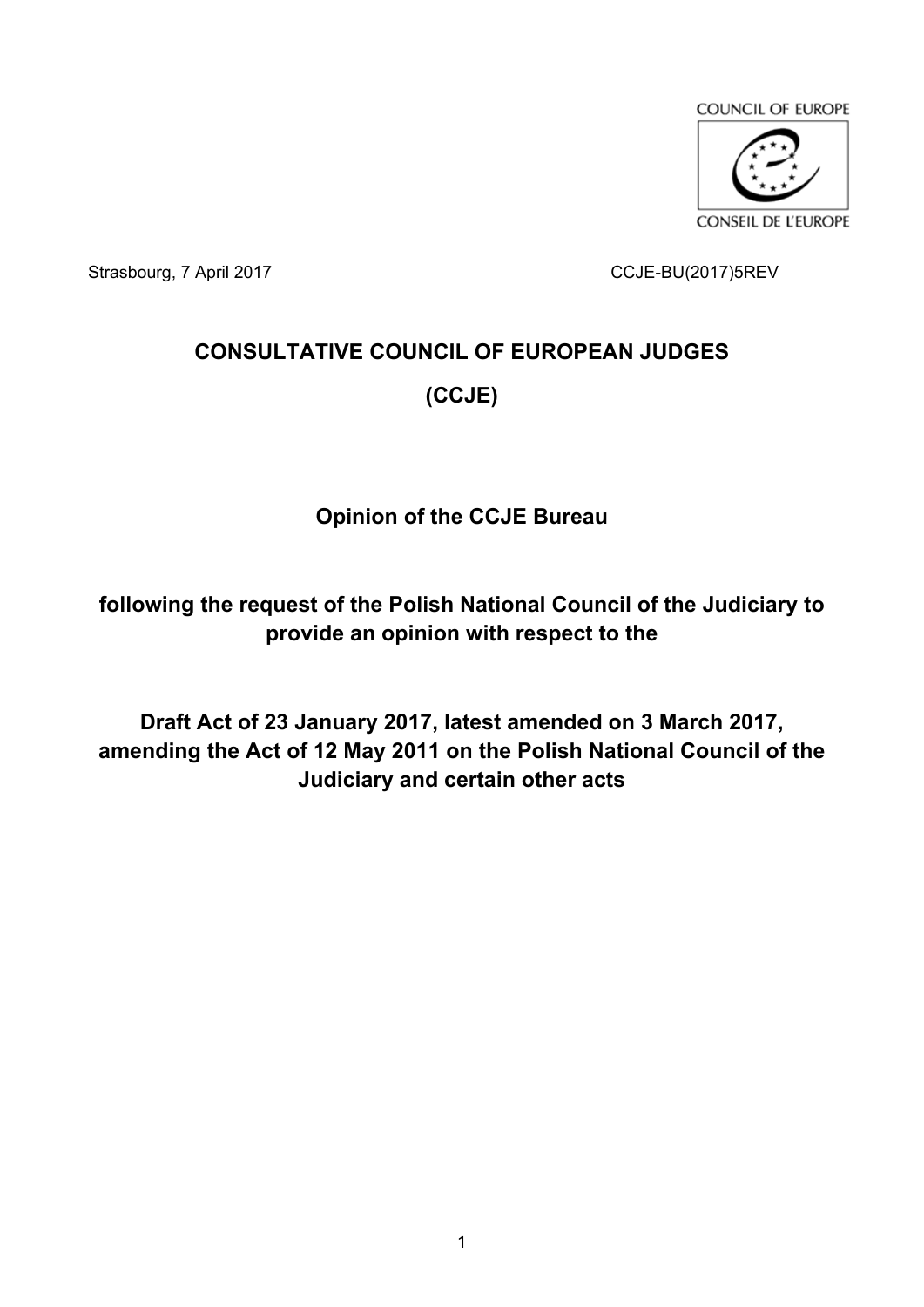COUNCIL OF EUROPE

CONSEIL DE L'EUROPE

Strasbourg, 7 April 2017 CCJE-BU(2017)5REV

# CONSULTATIVE COUNCIL OF EUROPEAN JUDGES

# (CCJE)

## Opinion of the CCJE Bureau

### following the request of the Polish National Council of the Judiciary to provide an opinion with respect to the

### Draft Act of 23 January 2017, latest amended on 3 March 2017, amending the Act of 12 May 2011 on the Polish National Council of the Judiciary and certain other acts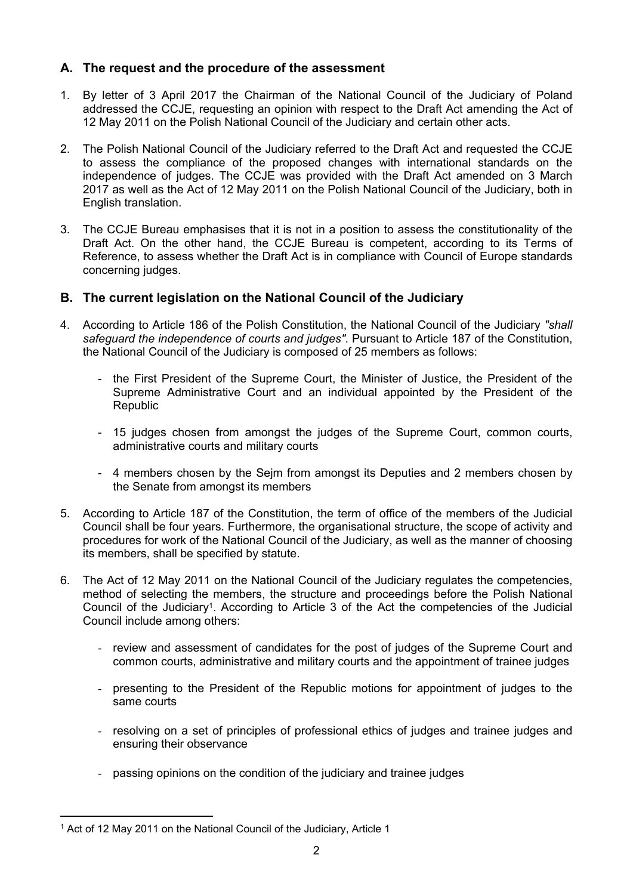## A. The request and the procedure of the assessment

1. By letter of 3 April 2017 the Chairman of the National Council of the Judiciary of Poland addressed the CCJE, requesting an opinion with respect to the Draft Act amending the Act of 12 May 2011 on the Polish National Council of the Judiciary and certain other acts.

2. The Polish National Council of the Judiciary referred to the Draft Act and requested the CCJE to assess the compliance of the proposed changes with international standards on the independence of judges. The CCJE was provided with the Draft Act amended on 3 March 2017 as well as the Act of 12 May 2011 on the Polish National Council of the Judiciary, both in English translation.

3. The CCJE Bureau emphasises that it is not in a position to assess the constitutionality of the Draft Act. On the other hand, the CCJE Bureau is competent, according to its Terms of Reference, to assess whether the Draft Act is in compliance with Council of Europe standards concerning judges.

## B. The current legislation on the National Council of the Judiciary

4. According to Article 186 of the Polish Constitution, the National Council of the Judiciary *"shall safeguard the independence of courts and judges"*. Pursuant to Article 187 of the Constitution, the National Council of the Judiciary is composed of 25 members as follows:

   - the First President of the Supreme Court, the Minister of Justice, the President of the Supreme Administrative Court and an individual appointed by the President of the Republic

   - 15 judges chosen from amongst the judges of the Supreme Court, common courts, administrative courts and military courts

   - 4 members chosen by the Sejm from amongst its Deputies and 2 members chosen by the Senate from amongst its members

5. According to Article 187 of the Constitution, the term of office of the members of the Judicial Council shall be four years. Furthermore, the organisational structure, the scope of activity and procedures for work of the National Council of the Judiciary, as well as the manner of choosing its members, shall be specified by statute.

6. The Act of 12 May 2011 on the National Council of the Judiciary regulates the competencies, method of selecting the members, the structure and proceedings before the Polish National Council of the Judiciary[1]. According to Article 3 of the Act the competencies of the Judicial Council include among others:

   - review and assessment of candidates for the post of judges of the Supreme Court and common courts, administrative and military courts and the appointment of trainee judges

   - presenting to the President of the Republic motions for appointment of judges to the same courts

   - resolving on a set of principles of professional ethics of judges and trainee judges and ensuring their observance

   - passing opinions on the condition of the judiciary and trainee judges

[1] Act of 12 May 2011 on the National Council of the Judiciary, Article 1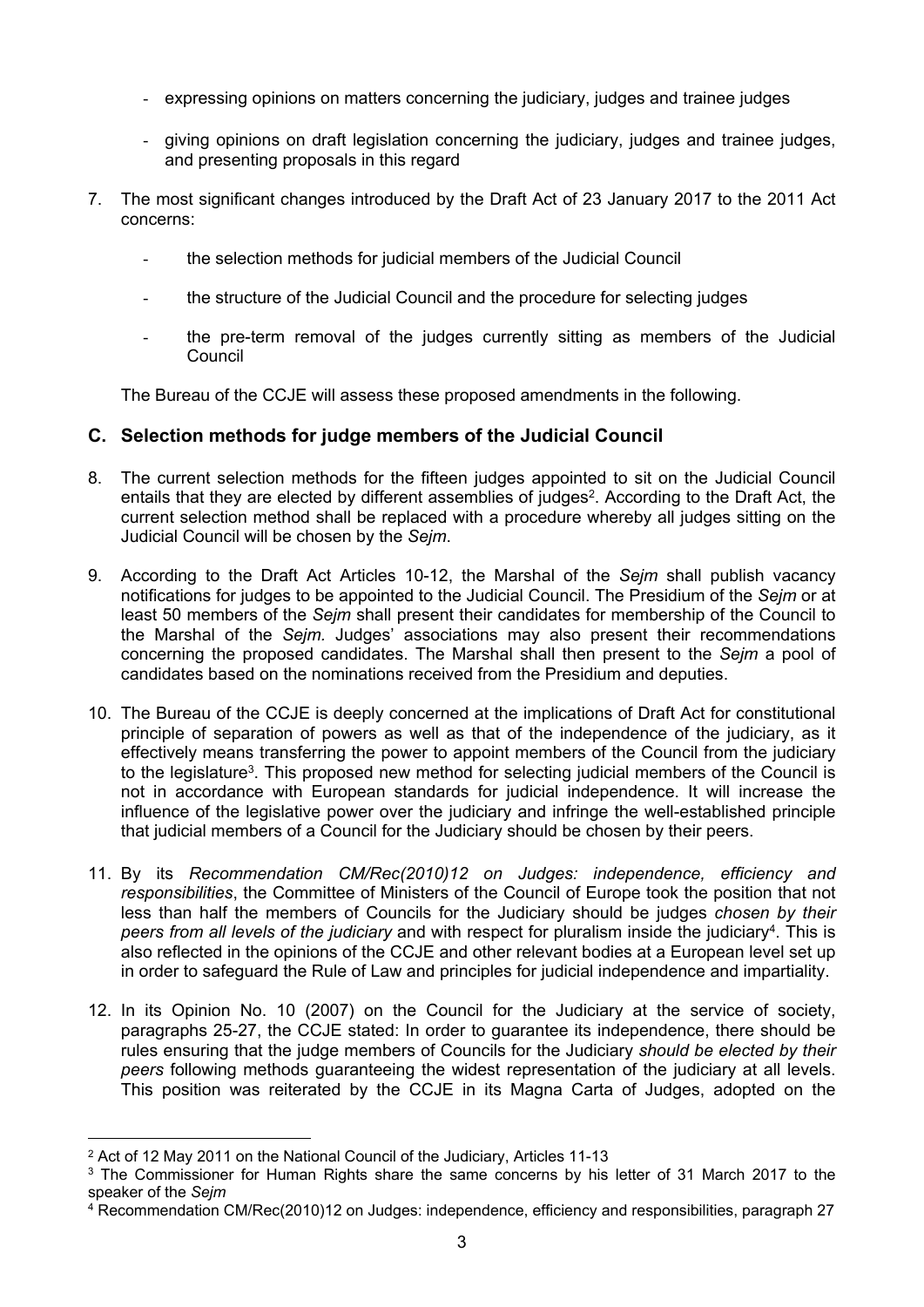- expressing opinions on matters concerning the judiciary, judges and trainee judges
- giving opinions on draft legislation concerning the judiciary, judges and trainee judges, and presenting proposals in this regard

7. The most significant changes introduced by the Draft Act of 23 January 2017 to the 2011 Act concerns:

   - the selection methods for judicial members of the Judicial Council
   - the structure of the Judicial Council and the procedure for selecting judges
   - the pre-term removal of the judges currently sitting as members of the Judicial Council

   The Bureau of the CCJE will assess these proposed amendments in the following.

## C. Selection methods for judge members of the Judicial Council

8. The current selection methods for the fifteen judges appointed to sit on the Judicial Council entails that they are elected by different assemblies of judges[2]. According to the Draft Act, the current selection method shall be replaced with a procedure whereby all judges sitting on the Judicial Council will be chosen by the *Sejm*.

9. According to the Draft Act Articles 10-12, the Marshal of the *Sejm* shall publish vacancy notifications for judges to be appointed to the Judicial Council. The Presidium of the *Sejm* or at least 50 members of the *Sejm* shall present their candidates for membership of the Council to the Marshal of the *Sejm*. Judges' associations may also present their recommendations concerning the proposed candidates. The Marshal shall then present to the *Sejm* a pool of candidates based on the nominations received from the Presidium and deputies.

10. The Bureau of the CCJE is deeply concerned at the implications of Draft Act for constitutional principle of separation of powers as well as that of the independence of the judiciary, as it effectively means transferring the power to appoint members of the Council from the judiciary to the legislature[3]. This proposed new method for selecting judicial members of the Council is not in accordance with European standards for judicial independence. It will increase the influence of the legislative power over the judiciary and infringe the well-established principle that judicial members of a Council for the Judiciary should be chosen by their peers.

11. By its *Recommendation CM/Rec(2010)12 on Judges: independence, efficiency and responsibilities*, the Committee of Ministers of the Council of Europe took the position that not less than half the members of Councils for the Judiciary should be judges *chosen by their peers from all levels of the judiciary* and with respect for pluralism inside the judiciary[4]. This is also reflected in the opinions of the CCJE and other relevant bodies at a European level set up in order to safeguard the Rule of Law and principles for judicial independence and impartiality.

12. In its Opinion No. 10 (2007) on the Council for the Judiciary at the service of society, paragraphs 25-27, the CCJE stated: In order to guarantee its independence, there should be rules ensuring that the judge members of Councils for the Judiciary *should be elected by their peers* following methods guaranteeing the widest representation of the judiciary at all levels. This position was reiterated by the CCJE in its Magna Carta of Judges, adopted on the

---

[2] Act of 12 May 2011 on the National Council of the Judiciary, Articles 11-13

[3] The Commissioner for Human Rights share the same concerns by his letter of 31 March 2017 to the speaker of the *Sejm*

[4] Recommendation CM/Rec(2010)12 on Judges: independence, efficiency and responsibilities, paragraph 27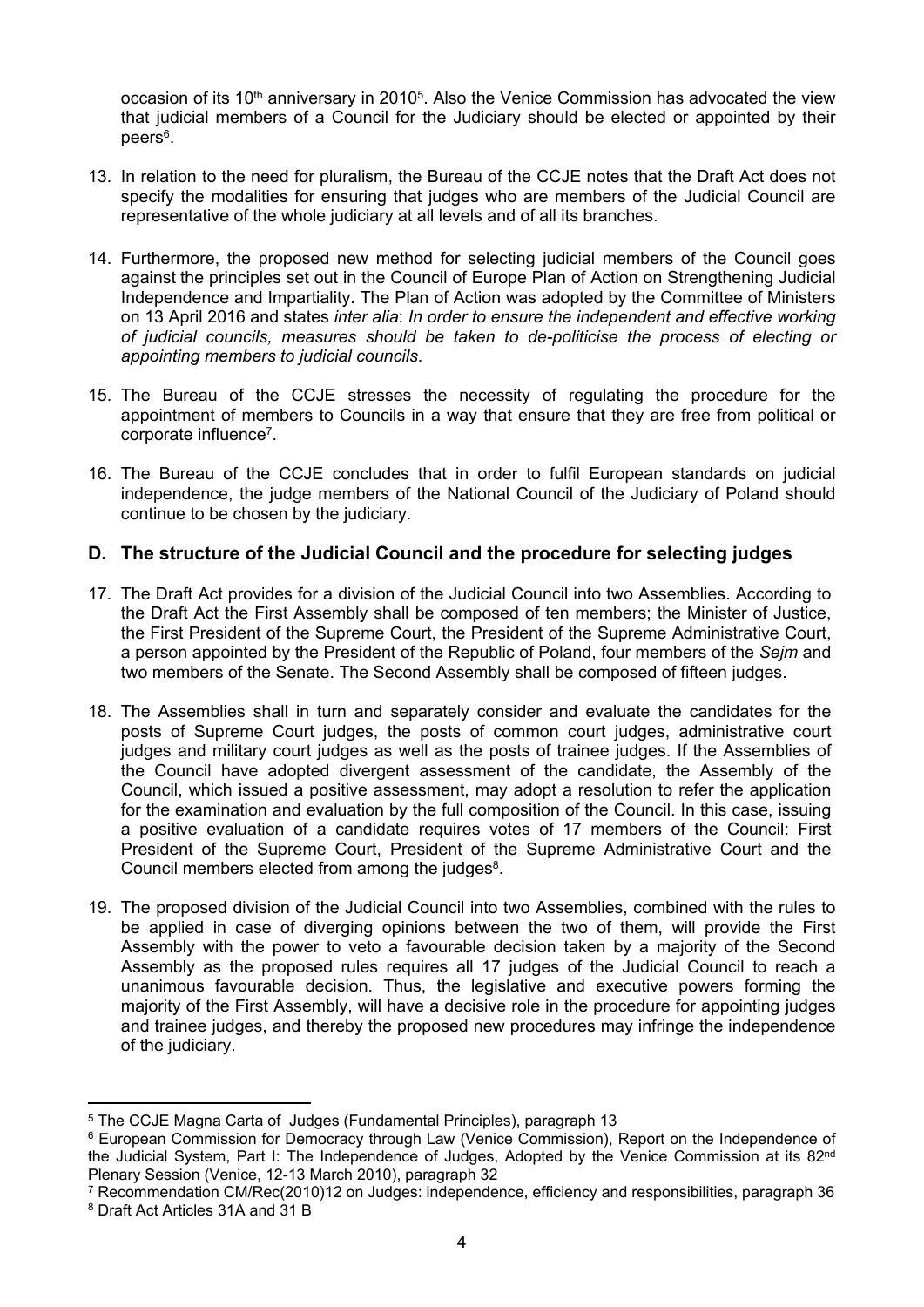occasion of its 10th anniversary in 2010[5]. Also the Venice Commission has advocated the view that judicial members of a Council for the Judiciary should be elected or appointed by their peers[6].

13. In relation to the need for pluralism, the Bureau of the CCJE notes that the Draft Act does not specify the modalities for ensuring that judges who are members of the Judicial Council are representative of the whole judiciary at all levels and of all its branches.

14. Furthermore, the proposed new method for selecting judicial members of the Council goes against the principles set out in the Council of Europe Plan of Action on Strengthening Judicial Independence and Impartiality. The Plan of Action was adopted by the Committee of Ministers on 13 April 2016 and states *inter alia*: *In order to ensure the independent and effective working of judicial councils, measures should be taken to de-politicise the process of electing or appointing members to judicial councils*.

15. The Bureau of the CCJE stresses the necessity of regulating the procedure for the appointment of members to Councils in a way that ensure that they are free from political or corporate influence[7].

16. The Bureau of the CCJE concludes that in order to fulfil European standards on judicial independence, the judge members of the National Council of the Judiciary of Poland should continue to be chosen by the judiciary.

## D. The structure of the Judicial Council and the procedure for selecting judges

17. The Draft Act provides for a division of the Judicial Council into two Assemblies. According to the Draft Act the First Assembly shall be composed of ten members; the Minister of Justice, the First President of the Supreme Court, the President of the Supreme Administrative Court, a person appointed by the President of the Republic of Poland, four members of the *Sejm* and two members of the Senate. The Second Assembly shall be composed of fifteen judges.

18. The Assemblies shall in turn and separately consider and evaluate the candidates for the posts of Supreme Court judges, the posts of common court judges, administrative court judges and military court judges as well as the posts of trainee judges. If the Assemblies of the Council have adopted divergent assessment of the candidate, the Assembly of the Council, which issued a positive assessment, may adopt a resolution to refer the application for the examination and evaluation by the full composition of the Council. In this case, issuing a positive evaluation of a candidate requires votes of 17 members of the Council: First President of the Supreme Court, President of the Supreme Administrative Court and the Council members elected from among the judges[8].

19. The proposed division of the Judicial Council into two Assemblies, combined with the rules to be applied in case of diverging opinions between the two of them, will provide the First Assembly with the power to veto a favourable decision taken by a majority of the Second Assembly as the proposed rules requires all 17 judges of the Judicial Council to reach a unanimous favourable decision. Thus, the legislative and executive powers forming the majority of the First Assembly, will have a decisive role in the procedure for appointing judges and trainee judges, and thereby the proposed new procedures may infringe the independence of the judiciary.

---

[5] The CCJE Magna Carta of Judges (Fundamental Principles), paragraph 13

[6] European Commission for Democracy through Law (Venice Commission), Report on the Independence of the Judicial System, Part I: The Independence of Judges, Adopted by the Venice Commission at its 82nd Plenary Session (Venice, 12-13 March 2010), paragraph 32

[7] Recommendation CM/Rec(2010)12 on Judges: independence, efficiency and responsibilities, paragraph 36

[8] Draft Act Articles 31A and 31 B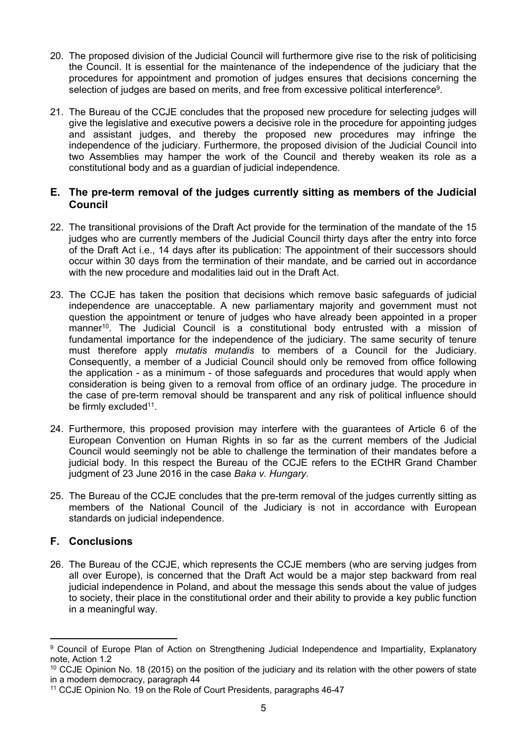20. The proposed division of the Judicial Council will furthermore give rise to the risk of politicising the Council. It is essential for the maintenance of the independence of the judiciary that the procedures for appointment and promotion of judges ensures that decisions concerning the selection of judges are based on merits, and free from excessive political interference[9].

21. The Bureau of the CCJE concludes that the proposed new procedure for selecting judges will give the legislative and executive powers a decisive role in the procedure for appointing judges and assistant judges, and thereby the proposed new procedures may infringe the independence of the judiciary. Furthermore, the proposed division of the Judicial Council into two Assemblies may hamper the work of the Council and thereby weaken its role as a constitutional body and as a guardian of judicial independence.

## E. The pre-term removal of the judges currently sitting as members of the Judicial Council

22. The transitional provisions of the Draft Act provide for the termination of the mandate of the 15 judges who are currently members of the Judicial Council thirty days after the entry into force of the Draft Act i.e., 14 days after its publication: The appointment of their successors should occur within 30 days from the termination of their mandate, and be carried out in accordance with the new procedure and modalities laid out in the Draft Act.

23. The CCJE has taken the position that decisions which remove basic safeguards of judicial independence are unacceptable. A new parliamentary majority and government must not question the appointment or tenure of judges who have already been appointed in a proper manner[10]. The Judicial Council is a constitutional body entrusted with a mission of fundamental importance for the independence of the judiciary. The same security of tenure must therefore apply *mutatis mutandis* to members of a Council for the Judiciary. Consequently, a member of a Judicial Council should only be removed from office following the application - as a minimum - of those safeguards and procedures that would apply when consideration is being given to a removal from office of an ordinary judge. The procedure in the case of pre-term removal should be transparent and any risk of political influence should be firmly excluded[11].

24. Furthermore, this proposed provision may interfere with the guarantees of Article 6 of the European Convention on Human Rights in so far as the current members of the Judicial Council would seemingly not be able to challenge the termination of their mandates before a judicial body. In this respect the Bureau of the CCJE refers to the ECtHR Grand Chamber judgment of 23 June 2016 in the case *Baka v. Hungary*.

25. The Bureau of the CCJE concludes that the pre-term removal of the judges currently sitting as members of the National Council of the Judiciary is not in accordance with European standards on judicial independence.

## F. Conclusions

26. The Bureau of the CCJE, which represents the CCJE members (who are serving judges from all over Europe), is concerned that the Draft Act would be a major step backward from real judicial independence in Poland, and about the message this sends about the value of judges to society, their place in the constitutional order and their ability to provide a key public function in a meaningful way.

---

[9] Council of Europe Plan of Action on Strengthening Judicial Independence and Impartiality, Explanatory note, Action 1.2

[10] CCJE Opinion No. 18 (2015) on the position of the judiciary and its relation with the other powers of state in a modern democracy, paragraph 44

[11] CCJE Opinion No. 19 on the Role of Court Presidents, paragraphs 46-47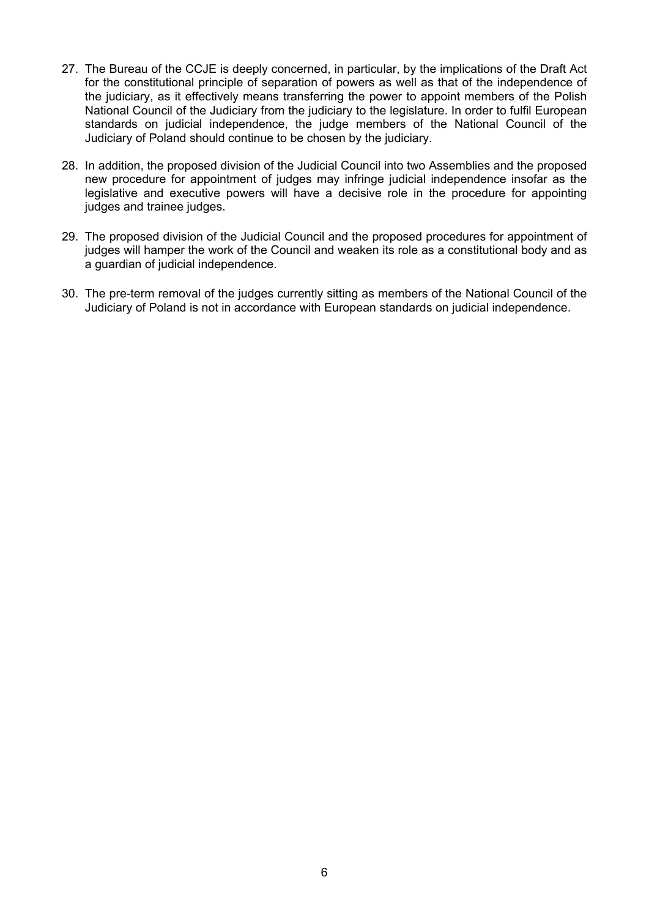27. The Bureau of the CCJE is deeply concerned, in particular, by the implications of the Draft Act for the constitutional principle of separation of powers as well as that of the independence of the judiciary, as it effectively means transferring the power to appoint members of the Polish National Council of the Judiciary from the judiciary to the legislature. In order to fulfil European standards on judicial independence, the judge members of the National Council of the Judiciary of Poland should continue to be chosen by the judiciary.

28. In addition, the proposed division of the Judicial Council into two Assemblies and the proposed new procedure for appointment of judges may infringe judicial independence insofar as the legislative and executive powers will have a decisive role in the procedure for appointing judges and trainee judges.

29. The proposed division of the Judicial Council and the proposed procedures for appointment of judges will hamper the work of the Council and weaken its role as a constitutional body and as a guardian of judicial independence.

30. The pre-term removal of the judges currently sitting as members of the National Council of the Judiciary of Poland is not in accordance with European standards on judicial independence.